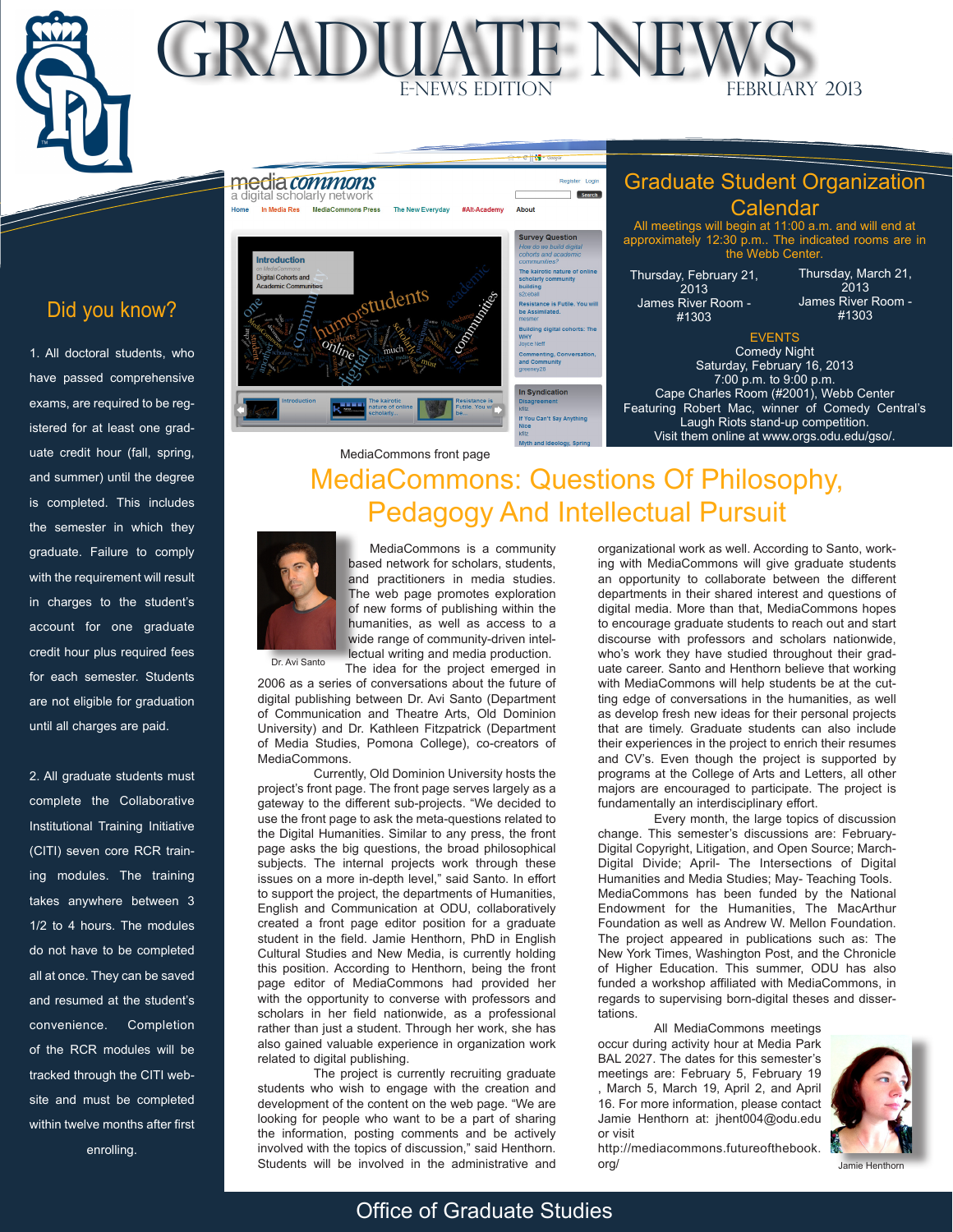# GRADUATE NEWS

E-NEWS EDITION

FEBRUARY 2013

## Did you know?

1. All doctoral students, who have passed comprehensive exams, are required to be registered for at least one graduate credit hour (fall, spring, and summer) until the degree is completed. This includes the semester in which they graduate. Failure to comply with the requirement will result in charges to the student's account for one graduate credit hour plus required fees for each semester. Students are not eligible for graduation until all charges are paid.

2. All graduate students must complete the Collaborative Institutional Training Initiative (CITI) seven core RCR training modules. The training takes anywhere between 3 1/2 to 4 hours. The modules do not have to be completed all at once. They can be saved and resumed at the student's convenience. Completion of the RCR modules will be tracked through the CITI website and must be completed within twelve months after first enrolling.

MediaCommons front page

## Graduate Student Organization Calendar

All meetings will begin at 11:00 a.m. and will end at approximately 12:30 p.m.. The indicated rooms are in the Webb Center.

Thursday, February 21, 2013
James River Room - #1303

Thursday, March 21, 2013
James River Room - #1303

EVENTS

Comedy Night
Saturday, February 16, 2013
7:00 p.m. to 9:00 p.m.
Cape Charles Room (#2001), Webb Center
Featuring Robert Mac, winner of Comedy Central's Laugh Riots stand-up competition.
Visit them online at www.orgs.odu.edu/gso/.

## MediaCommons: Questions Of Philosophy, Pedagogy And Intellectual Pursuit

Dr. Avi Santo

MediaCommons is a community based network for scholars, students, and practitioners in media studies. The web page promotes exploration of new forms of publishing within the humanities, as well as access to a wide range of community-driven intellectual writing and media production. The idea for the project emerged in 2006 as a series of conversations about the future of digital publishing between Dr. Avi Santo (Department of Communication and Theatre Arts, Old Dominion University) and Dr. Kathleen Fitzpatrick (Department of Media Studies, Pomona College), co-creators of MediaCommons.

Currently, Old Dominion University hosts the project's front page. The front page serves largely as a gateway to the different sub-projects. "We decided to use the front page to ask the meta-questions related to the Digital Humanities. Similar to any press, the front page asks the big questions, the broad philosophical subjects. The internal projects work through these issues on a more in-depth level," said Santo. In effort to support the project, the departments of Humanities, English and Communication at ODU, collaboratively created a front page editor position for a graduate student in the field. Jamie Henthorn, PhD in English Cultural Studies and New Media, is currently holding this position. According to Henthorn, the front page editor of MediaCommons had provided her with the opportunity to converse with professors and scholars in her field nationwide, as a professional rather than just a student. Through her work, she has also gained valuable experience in organization work related to digital publishing.

The project is currently recruiting graduate students who wish to engage with the creation and development of the content on the web page. "We are looking for people who want to be a part of sharing the information, posting comments and be actively involved with the topics of discussion," said Henthorn. Students will be involved in the administrative and organizational work as well. According to Santo, working with MediaCommons will give graduate students an opportunity to collaborate between the different departments in their shared interest and questions of digital media. More than that, MediaCommons hopes to encourage graduate students to reach out and start discourse with professors and scholars nationwide, who's work they have studied throughout their graduate career. Santo and Henthorn believe that working with MediaCommons will help students be at the cutting edge of conversations in the humanities, as well as develop fresh new ideas for their personal projects that are timely. Graduate students can also include their experiences in the project to enrich their resumes and CV's. Even though the project is supported by programs at the College of Arts and Letters, all other majors are encouraged to participate. The project is fundamentally an interdisciplinary effort.

Every month, the large topics of discussion change. This semester's discussions are: February- Digital Copyright, Litigation, and Open Source; March- Digital Divide; April- The Intersections of Digital Humanities and Media Studies; May- Teaching Tools. MediaCommons has been funded by the National Endowment for the Humanities, The MacArthur Foundation as well as Andrew W. Mellon Foundation. The project appeared in publications such as: The New York Times, Washington Post, and the Chronicle of Higher Education. This summer, ODU has also funded a workshop affiliated with MediaCommons, in regards to supervising born-digital theses and dissertations.

All MediaCommons meetings occur during activity hour at Media Park BAL 2027. The dates for this semester's meetings are: February 5, February 19 , March 5, March 19, April 2, and April 16. For more information, please contact Jamie Henthorn at: jhent004@odu.edu or visit http://mediacommons.futureofthebook.org/

Jamie Henthorn

Office of Graduate Studies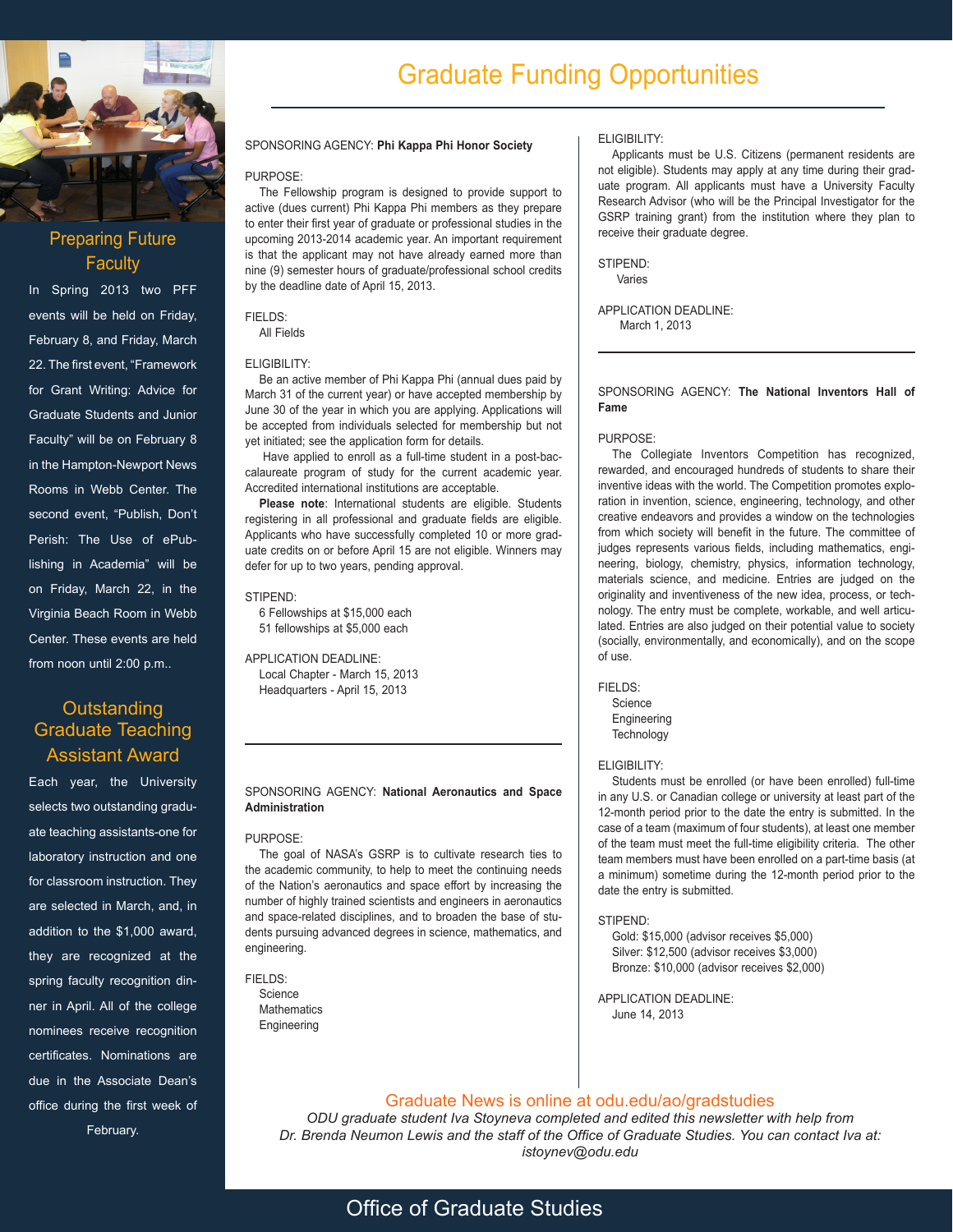## Preparing Future Faculty

In Spring 2013 two PFF events will be held on Friday, February 8, and Friday, March 22. The first event, "Framework for Grant Writing: Advice for Graduate Students and Junior Faculty" will be on February 8 in the Hampton-Newport News Rooms in Webb Center. The second event, "Publish, Don't Perish: The Use of ePublishing in Academia" will be on Friday, March 22, in the Virginia Beach Room in Webb Center. These events are held from noon until 2:00 p.m..

## Outstanding Graduate Teaching Assistant Award

Each year, the University selects two outstanding graduate teaching assistants-one for laboratory instruction and one for classroom instruction. They are selected in March, and, in addition to the $1,000 award, they are recognized at the spring faculty recognition dinner in April. All of the college nominees receive recognition certificates. Nominations are due in the Associate Dean's office during the first week of February.

# Graduate Funding Opportunities

SPONSORING AGENCY: **Phi Kappa Phi Honor Society**

PURPOSE:

The Fellowship program is designed to provide support to active (dues current) Phi Kappa Phi members as they prepare to enter their first year of graduate or professional studies in the upcoming 2013-2014 academic year. An important requirement is that the applicant may not have already earned more than nine (9) semester hours of graduate/professional school credits by the deadline date of April 15, 2013.

FIELDS:

All Fields

ELIGIBILITY:

Be an active member of Phi Kappa Phi (annual dues paid by March 31 of the current year) or have accepted membership by June 30 of the year in which you are applying. Applications will be accepted from individuals selected for membership but not yet initiated; see the application form for details.

Have applied to enroll as a full-time student in a post-baccalaureate program of study for the current academic year. Accredited international institutions are acceptable.

**Please note**: International students are eligible. Students registering in all professional and graduate fields are eligible. Applicants who have successfully completed 10 or more graduate credits on or before April 15 are not eligible. Winners may defer for up to two years, pending approval.

STIPEND:

6 Fellowships at $15,000 each
51 fellowships at $5,000 each

APPLICATION DEADLINE:

Local Chapter - March 15, 2013
Headquarters - April 15, 2013

---

SPONSORING AGENCY: **National Aeronautics and Space Administration**

PURPOSE:

The goal of NASA's GSRP is to cultivate research ties to the academic community, to help to meet the continuing needs of the Nation's aeronautics and space effort by increasing the number of highly trained scientists and engineers in aeronautics and space-related disciplines, and to broaden the base of students pursuing advanced degrees in science, mathematics, and engineering.

FIELDS:

Science
Mathematics
Engineering

ELIGIBILITY:

Applicants must be U.S. Citizens (permanent residents are not eligible). Students may apply at any time during their graduate program. All applicants must have a University Faculty Research Advisor (who will be the Principal Investigator for the GSRP training grant) from the institution where they plan to receive their graduate degree.

STIPEND:

Varies

APPLICATION DEADLINE:

March 1, 2013

---

SPONSORING AGENCY: **The National Inventors Hall of Fame**

PURPOSE:

The Collegiate Inventors Competition has recognized, rewarded, and encouraged hundreds of students to share their inventive ideas with the world. The Competition promotes exploration in invention, science, engineering, technology, and other creative endeavors and provides a window on the technologies from which society will benefit in the future. The committee of judges represents various fields, including mathematics, engineering, biology, chemistry, physics, information technology, materials science, and medicine. Entries are judged on the originality and inventiveness of the new idea, process, or technology. The entry must be complete, workable, and well articulated. Entries are also judged on their potential value to society (socially, environmentally, and economically), and on the scope of use.

FIELDS:

Science
Engineering
Technology

ELIGIBILITY:

Students must be enrolled (or have been enrolled) full-time in any U.S. or Canadian college or university at least part of the 12-month period prior to the date the entry is submitted. In the case of a team (maximum of four students), at least one member of the team must meet the full-time eligibility criteria. The other team members must have been enrolled on a part-time basis (at a minimum) sometime during the 12-month period prior to the date the entry is submitted.

STIPEND:

Gold: $15,000 (advisor receives $5,000)
Silver: $12,500 (advisor receives $3,000)
Bronze: $10,000 (advisor receives $2,000)

APPLICATION DEADLINE:

June 14, 2013

Graduate News is online at odu.edu/ao/gradstudies

*ODU graduate student Iva Stoyneva completed and edited this newsletter with help from Dr. Brenda Neumon Lewis and the staff of the Office of Graduate Studies. You can contact Iva at: istoynev@odu.edu*

Office of Graduate Studies